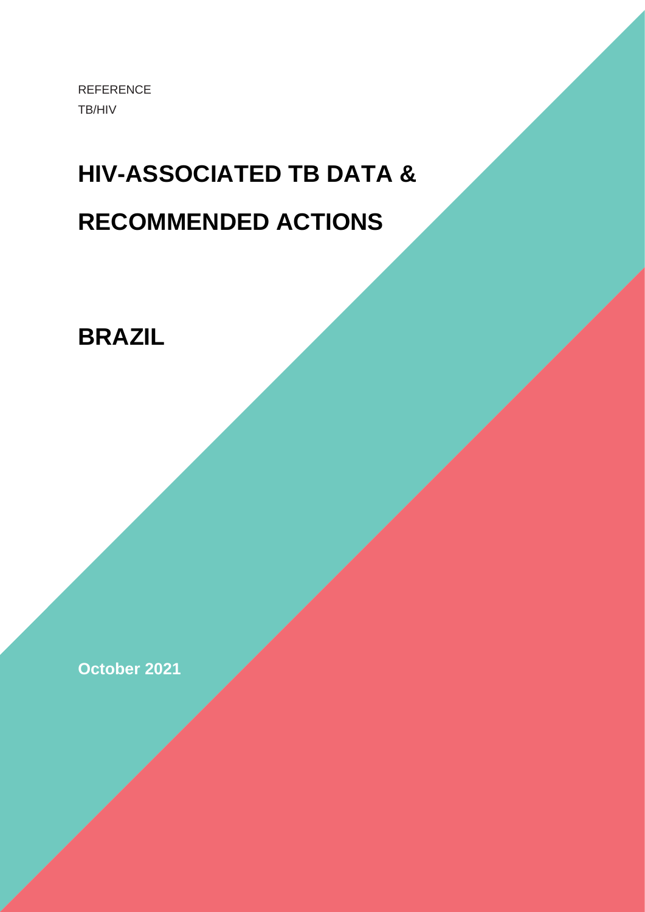REFERENCE

TB/HIV

# HIV-ASSOCIATED TB DATA & RECOMMENDED ACTIONS

## BRAZIL

**October 2021**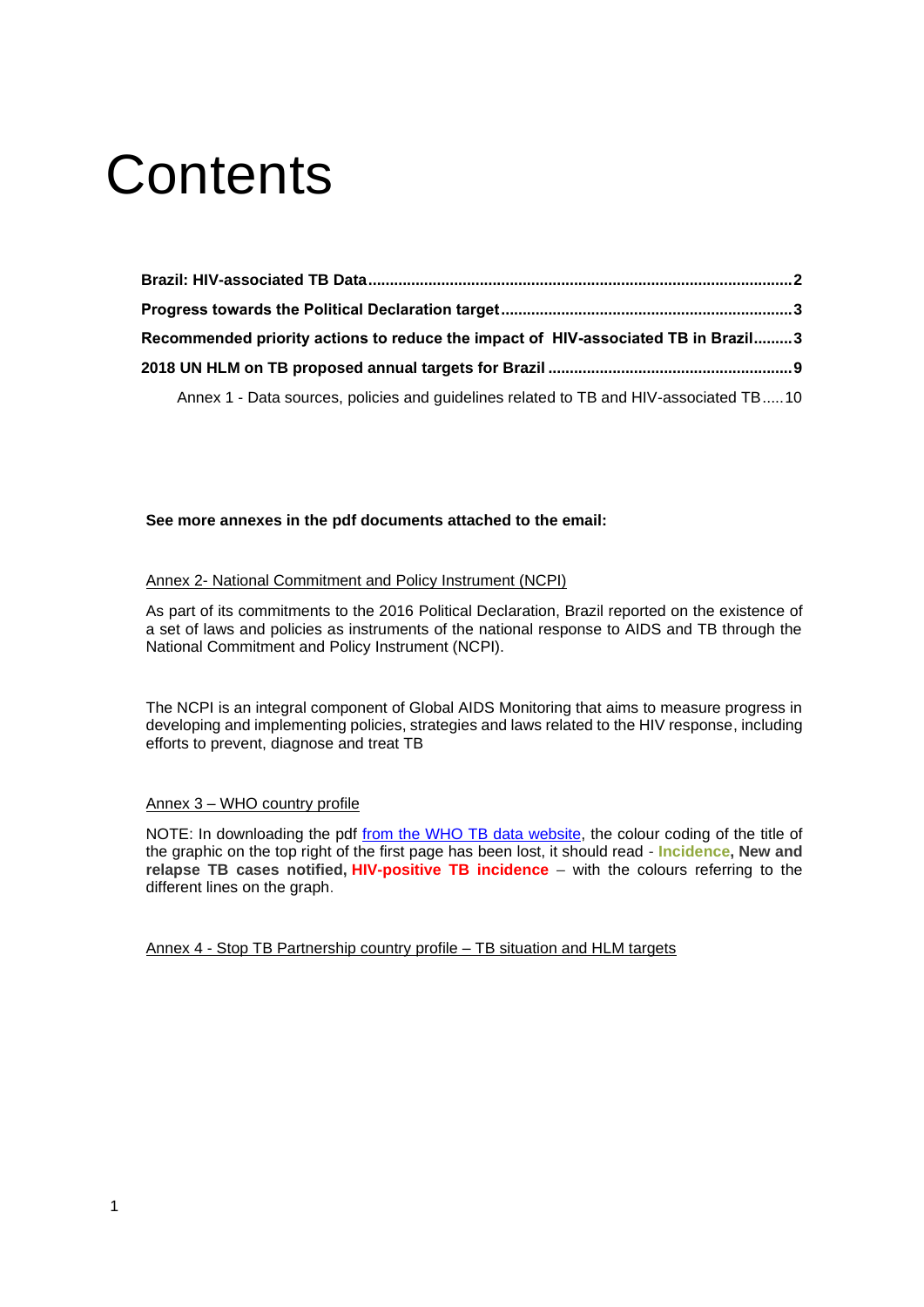# Contents

**Brazil: HIV-associated TB Data** ........ 2

**Progress towards the Political Declaration target** ........ 3

**Recommended priority actions to reduce the impact of HIV-associated TB in Brazil** ........ 3

**2018 UN HLM on TB proposed annual targets for Brazil** ........ 9

Annex 1 - Data sources, policies and guidelines related to TB and HIV-associated TB ........ 10

**See more annexes in the pdf documents attached to the email:**

Annex 2- National Commitment and Policy Instrument (NCPI)

As part of its commitments to the 2016 Political Declaration, Brazil reported on the existence of a set of laws and policies as instruments of the national response to AIDS and TB through the National Commitment and Policy Instrument (NCPI).

The NCPI is an integral component of Global AIDS Monitoring that aims to measure progress in developing and implementing policies, strategies and laws related to the HIV response, including efforts to prevent, diagnose and treat TB

Annex 3 – WHO country profile

NOTE: In downloading the pdf from the WHO TB data website, the colour coding of the title of the graphic on the top right of the first page has been lost, it should read - **Incidence, New and relapse TB cases notified, HIV-positive TB incidence** – with the colours referring to the different lines on the graph.

Annex 4 - Stop TB Partnership country profile – TB situation and HLM targets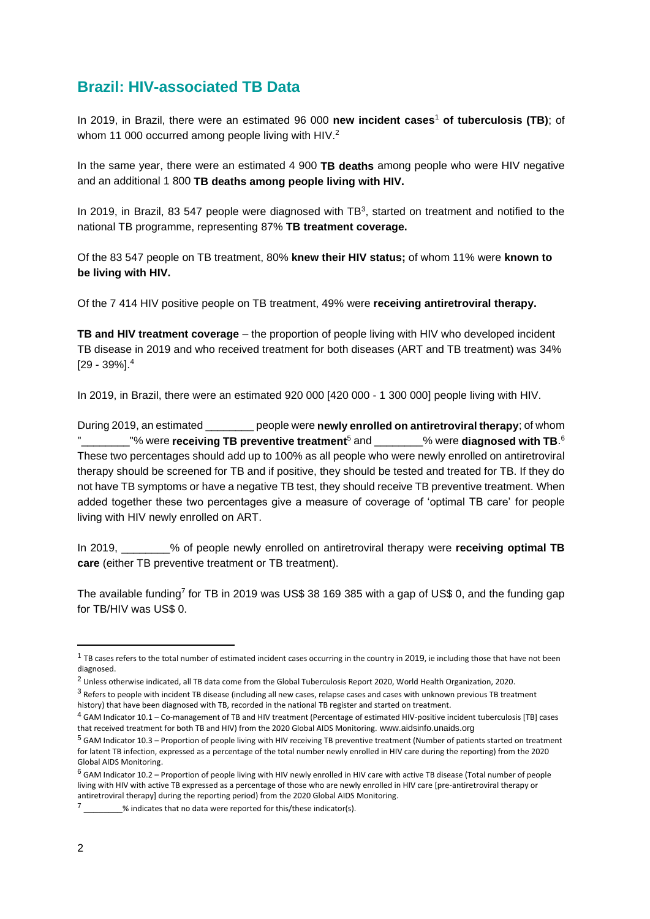## Brazil: HIV-associated TB Data

In 2019, in Brazil, there were an estimated 96 000 **new incident cases**[1] **of tuberculosis (TB)**; of whom 11 000 occurred among people living with HIV.[2]

In the same year, there were an estimated 4 900 **TB deaths** among people who were HIV negative and an additional 1 800 **TB deaths among people living with HIV.**

In 2019, in Brazil, 83 547 people were diagnosed with TB[3], started on treatment and notified to the national TB programme, representing 87% **TB treatment coverage.**

Of the 83 547 people on TB treatment, 80% **knew their HIV status;** of whom 11% were **known to be living with HIV.**

Of the 7 414 HIV positive people on TB treatment, 49% were **receiving antiretroviral therapy.**

**TB and HIV treatment coverage** – the proportion of people living with HIV who developed incident TB disease in 2019 and who received treatment for both diseases (ART and TB treatment) was 34% [29 - 39%].[4]

In 2019, in Brazil, there were an estimated 920 000 [420 000 - 1 300 000] people living with HIV.

During 2019, an estimated ________ people were **newly enrolled on antiretroviral therapy**; of whom "________"% were **receiving TB preventive treatment**[5] and ________% were **diagnosed with TB**.[6] These two percentages should add up to 100% as all people who were newly enrolled on antiretroviral therapy should be screened for TB and if positive, they should be tested and treated for TB. If they do not have TB symptoms or have a negative TB test, they should receive TB preventive treatment. When added together these two percentages give a measure of coverage of 'optimal TB care' for people living with HIV newly enrolled on ART.

In 2019, ________% of people newly enrolled on antiretroviral therapy were **receiving optimal TB care** (either TB preventive treatment or TB treatment).

The available funding[7] for TB in 2019 was US$ 38 169 385 with a gap of US$ 0, and the funding gap for TB/HIV was US$ 0.

---

[1] TB cases refers to the total number of estimated incident cases occurring in the country in 2019, ie including those that have not been diagnosed.

[2] Unless otherwise indicated, all TB data come from the Global Tuberculosis Report 2020, World Health Organization, 2020.

[3] Refers to people with incident TB disease (including all new cases, relapse cases and cases with unknown previous TB treatment history) that have been diagnosed with TB, recorded in the national TB register and started on treatment.

[4] GAM Indicator 10.1 – Co-management of TB and HIV treatment (Percentage of estimated HIV-positive incident tuberculosis [TB] cases that received treatment for both TB and HIV) from the 2020 Global AIDS Monitoring. www.aidsinfo.unaids.org

[5] GAM Indicator 10.3 – Proportion of people living with HIV receiving TB preventive treatment (Number of patients started on treatment for latent TB infection, expressed as a percentage of the total number newly enrolled in HIV care during the reporting) from the 2020 Global AIDS Monitoring.

[6] GAM Indicator 10.2 – Proportion of people living with HIV newly enrolled in HIV care with active TB disease (Total number of people living with HIV with active TB expressed as a percentage of those who are newly enrolled in HIV care [pre-antiretroviral therapy or antiretroviral therapy] during the reporting period) from the 2020 Global AIDS Monitoring.

[7] ________% indicates that no data were reported for this/these indicator(s).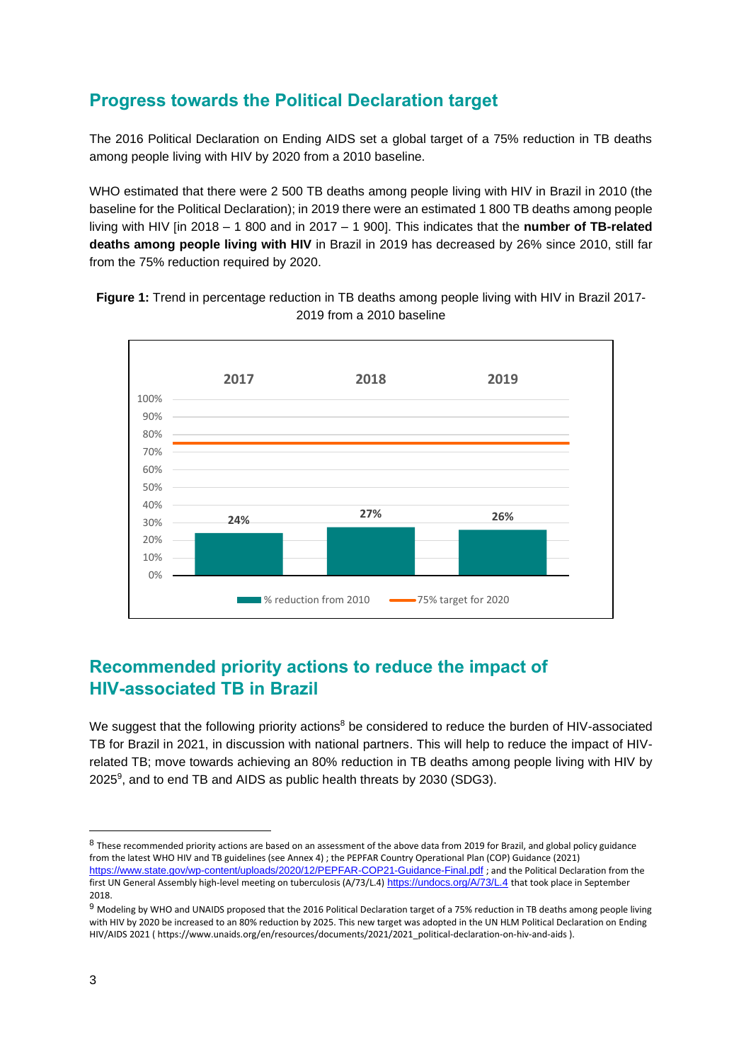## Progress towards the Political Declaration target

The 2016 Political Declaration on Ending AIDS set a global target of a 75% reduction in TB deaths among people living with HIV by 2020 from a 2010 baseline.

WHO estimated that there were 2 500 TB deaths among people living with HIV in Brazil in 2010 (the baseline for the Political Declaration); in 2019 there were an estimated 1 800 TB deaths among people living with HIV [in 2018 – 1 800 and in 2017 – 1 900]. This indicates that the **number of TB-related deaths among people living with HIV** in Brazil in 2019 has decreased by 26% since 2010, still far from the 75% reduction required by 2020.

**Figure 1:** Trend in percentage reduction in TB deaths among people living with HIV in Brazil 2017-2019 from a 2010 baseline

| | 2017 | 2018 | 2019 |
|---|---|---|---|
| % reduction from 2010 | 24% | 27% | 26% |
| 75% target for 2020 | 75% | 75% | 75% |

## Recommended priority actions to reduce the impact of HIV-associated TB in Brazil

We suggest that the following priority actions[8] be considered to reduce the burden of HIV-associated TB for Brazil in 2021, in discussion with national partners. This will help to reduce the impact of HIV-related TB; move towards achieving an 80% reduction in TB deaths among people living with HIV by 2025[9], and to end TB and AIDS as public health threats by 2030 (SDG3).

---

[8] These recommended priority actions are based on an assessment of the above data from 2019 for Brazil, and global policy guidance from the latest WHO HIV and TB guidelines (see Annex 4) ; the PEPFAR Country Operational Plan (COP) Guidance (2021) https://www.state.gov/wp-content/uploads/2020/12/PEPFAR-COP21-Guidance-Final.pdf ; and the Political Declaration from the first UN General Assembly high-level meeting on tuberculosis (A/73/L.4) https://undocs.org/A/73/L.4 that took place in September 2018.

[9] Modeling by WHO and UNAIDS proposed that the 2016 Political Declaration target of a 75% reduction in TB deaths among people living with HIV by 2020 be increased to an 80% reduction by 2025. This new target was adopted in the UN HLM Political Declaration on Ending HIV/AIDS 2021 ( https://www.unaids.org/en/resources/documents/2021/2021_political-declaration-on-hiv-and-aids ).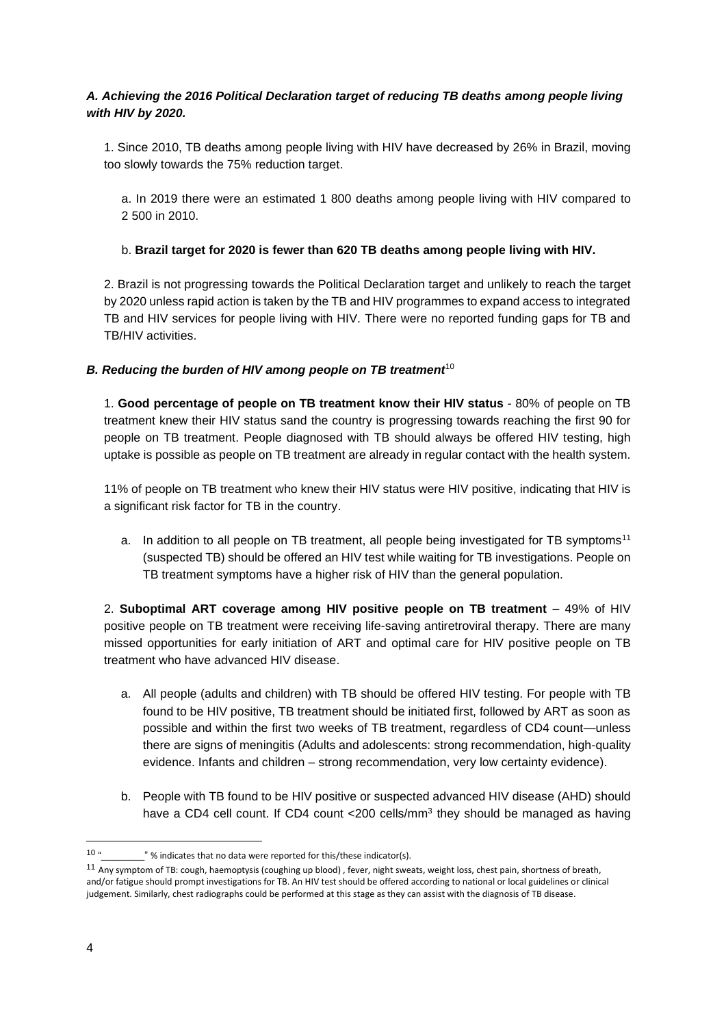***A. Achieving the 2016 Political Declaration target of reducing TB deaths among people living with HIV by 2020.***

1. Since 2010, TB deaths among people living with HIV have decreased by 26% in Brazil, moving too slowly towards the 75% reduction target.

   a. In 2019 there were an estimated 1 800 deaths among people living with HIV compared to 2 500 in 2010.

   b. **Brazil target for 2020 is fewer than 620 TB deaths among people living with HIV.**

2. Brazil is not progressing towards the Political Declaration target and unlikely to reach the target by 2020 unless rapid action is taken by the TB and HIV programmes to expand access to integrated TB and HIV services for people living with HIV. There were no reported funding gaps for TB and TB/HIV activities.

***B. Reducing the burden of HIV among people on TB treatment***[10]

1. **Good percentage of people on TB treatment know their HIV status** - 80% of people on TB treatment knew their HIV status sand the country is progressing towards reaching the first 90 for people on TB treatment. People diagnosed with TB should always be offered HIV testing, high uptake is possible as people on TB treatment are already in regular contact with the health system.

   11% of people on TB treatment who knew their HIV status were HIV positive, indicating that HIV is a significant risk factor for TB in the country.

   a. In addition to all people on TB treatment, all people being investigated for TB symptoms[11] (suspected TB) should be offered an HIV test while waiting for TB investigations. People on TB treatment symptoms have a higher risk of HIV than the general population.

2. **Suboptimal ART coverage among HIV positive people on TB treatment** – 49% of HIV positive people on TB treatment were receiving life-saving antiretroviral therapy. There are many missed opportunities for early initiation of ART and optimal care for HIV positive people on TB treatment who have advanced HIV disease.

   a. All people (adults and children) with TB should be offered HIV testing. For people with TB found to be HIV positive, TB treatment should be initiated first, followed by ART as soon as possible and within the first two weeks of TB treatment, regardless of CD4 count—unless there are signs of meningitis (Adults and adolescents: strong recommendation, high-quality evidence. Infants and children – strong recommendation, very low certainty evidence).

   b. People with TB found to be HIV positive or suspected advanced HIV disease (AHD) should have a CD4 cell count. If CD4 count <200 cells/mm$^3$ they should be managed as having

---

[10] "________" % indicates that no data were reported for this/these indicator(s).

[11] Any symptom of TB: cough, haemoptysis (coughing up blood) , fever, night sweats, weight loss, chest pain, shortness of breath, and/or fatigue should prompt investigations for TB. An HIV test should be offered according to national or local guidelines or clinical judgement. Similarly, chest radiographs could be performed at this stage as they can assist with the diagnosis of TB disease.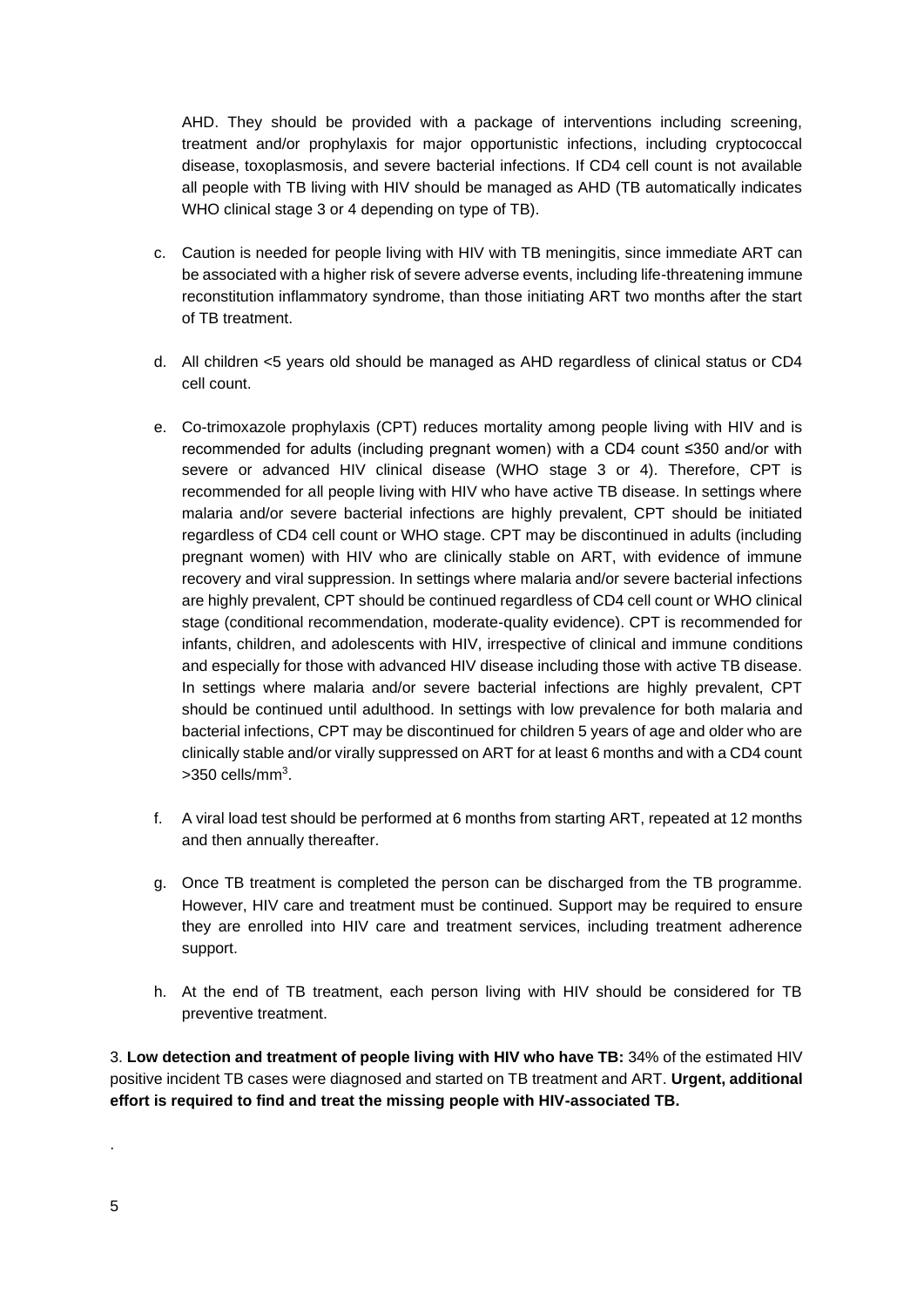AHD. They should be provided with a package of interventions including screening, treatment and/or prophylaxis for major opportunistic infections, including cryptococcal disease, toxoplasmosis, and severe bacterial infections. If CD4 cell count is not available all people with TB living with HIV should be managed as AHD (TB automatically indicates WHO clinical stage 3 or 4 depending on type of TB).

c. Caution is needed for people living with HIV with TB meningitis, since immediate ART can be associated with a higher risk of severe adverse events, including life-threatening immune reconstitution inflammatory syndrome, than those initiating ART two months after the start of TB treatment.

d. All children <5 years old should be managed as AHD regardless of clinical status or CD4 cell count.

e. Co-trimoxazole prophylaxis (CPT) reduces mortality among people living with HIV and is recommended for adults (including pregnant women) with a CD4 count ≤350 and/or with severe or advanced HIV clinical disease (WHO stage 3 or 4). Therefore, CPT is recommended for all people living with HIV who have active TB disease. In settings where malaria and/or severe bacterial infections are highly prevalent, CPT should be initiated regardless of CD4 cell count or WHO stage. CPT may be discontinued in adults (including pregnant women) with HIV who are clinically stable on ART, with evidence of immune recovery and viral suppression. In settings where malaria and/or severe bacterial infections are highly prevalent, CPT should be continued regardless of CD4 cell count or WHO clinical stage (conditional recommendation, moderate-quality evidence). CPT is recommended for infants, children, and adolescents with HIV, irrespective of clinical and immune conditions and especially for those with advanced HIV disease including those with active TB disease. In settings where malaria and/or severe bacterial infections are highly prevalent, CPT should be continued until adulthood. In settings with low prevalence for both malaria and bacterial infections, CPT may be discontinued for children 5 years of age and older who are clinically stable and/or virally suppressed on ART for at least 6 months and with a CD4 count >350 cells/mm$^3$.

f. A viral load test should be performed at 6 months from starting ART, repeated at 12 months and then annually thereafter.

g. Once TB treatment is completed the person can be discharged from the TB programme. However, HIV care and treatment must be continued. Support may be required to ensure they are enrolled into HIV care and treatment services, including treatment adherence support.

h. At the end of TB treatment, each person living with HIV should be considered for TB preventive treatment.

3. **Low detection and treatment of people living with HIV who have TB:** 34% of the estimated HIV positive incident TB cases were diagnosed and started on TB treatment and ART. **Urgent, additional effort is required to find and treat the missing people with HIV-associated TB.**

.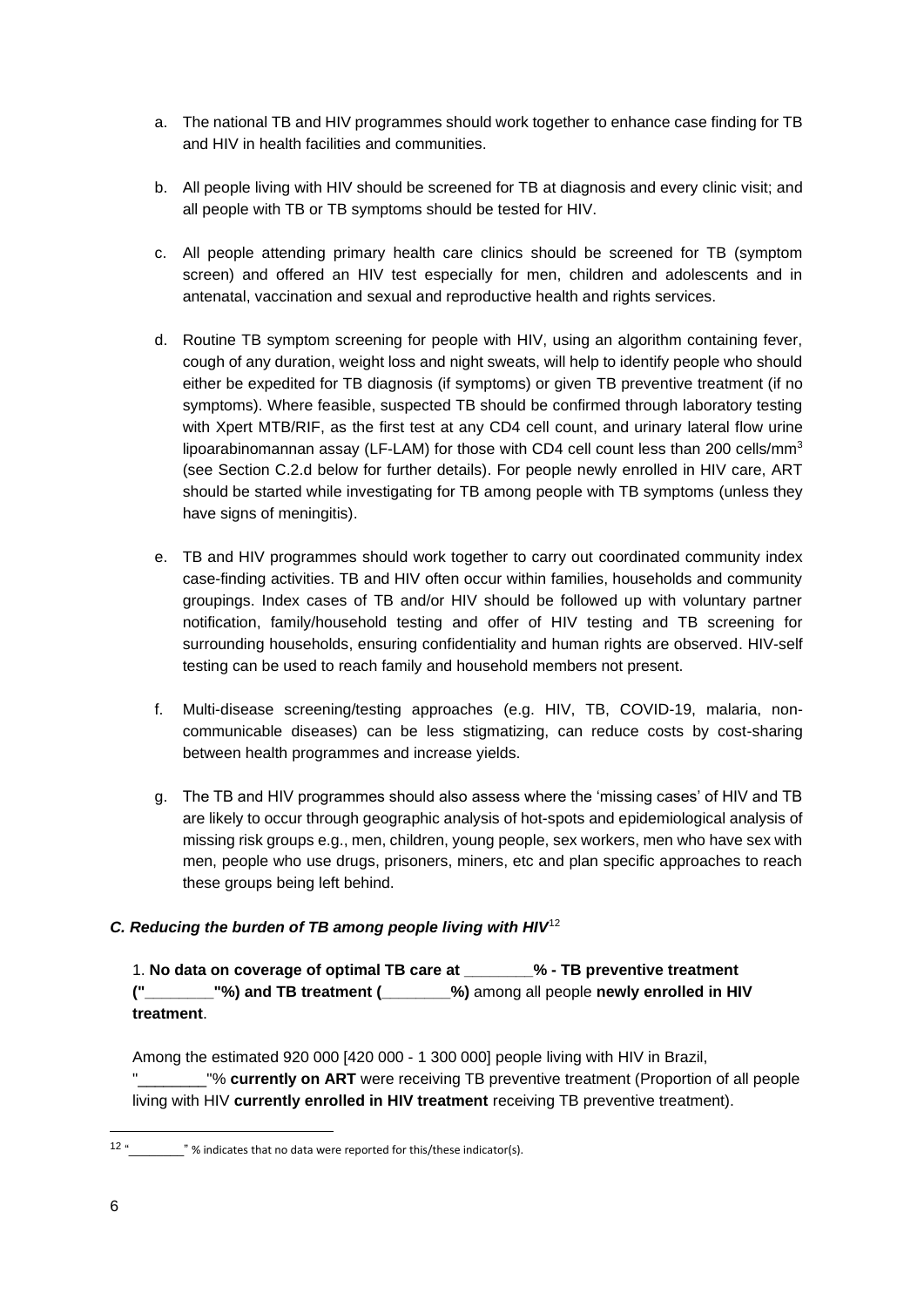a. The national TB and HIV programmes should work together to enhance case finding for TB and HIV in health facilities and communities.

b. All people living with HIV should be screened for TB at diagnosis and every clinic visit; and all people with TB or TB symptoms should be tested for HIV.

c. All people attending primary health care clinics should be screened for TB (symptom screen) and offered an HIV test especially for men, children and adolescents and in antenatal, vaccination and sexual and reproductive health and rights services.

d. Routine TB symptom screening for people with HIV, using an algorithm containing fever, cough of any duration, weight loss and night sweats, will help to identify people who should either be expedited for TB diagnosis (if symptoms) or given TB preventive treatment (if no symptoms). Where feasible, suspected TB should be confirmed through laboratory testing with Xpert MTB/RIF, as the first test at any CD4 cell count, and urinary lateral flow urine lipoarabinomannan assay (LF-LAM) for those with CD4 cell count less than 200 cells/mm$^3$ (see Section C.2.d below for further details). For people newly enrolled in HIV care, ART should be started while investigating for TB among people with TB symptoms (unless they have signs of meningitis).

e. TB and HIV programmes should work together to carry out coordinated community index case-finding activities. TB and HIV often occur within families, households and community groupings. Index cases of TB and/or HIV should be followed up with voluntary partner notification, family/household testing and offer of HIV testing and TB screening for surrounding households, ensuring confidentiality and human rights are observed. HIV-self testing can be used to reach family and household members not present.

f. Multi-disease screening/testing approaches (e.g. HIV, TB, COVID-19, malaria, non-communicable diseases) can be less stigmatizing, can reduce costs by cost-sharing between health programmes and increase yields.

g. The TB and HIV programmes should also assess where the 'missing cases' of HIV and TB are likely to occur through geographic analysis of hot-spots and epidemiological analysis of missing risk groups e.g., men, children, young people, sex workers, men who have sex with men, people who use drugs, prisoners, miners, etc and plan specific approaches to reach these groups being left behind.

### *C. Reducing the burden of TB among people living with HIV*[12]

1. **No data on coverage of optimal TB care at ________% - TB preventive treatment ("________"%) and TB treatment (________%)** among all people **newly enrolled in HIV treatment**.

Among the estimated 920 000 [420 000 - 1 300 000] people living with HIV in Brazil, "________"% **currently on ART** were receiving TB preventive treatment (Proportion of all people living with HIV **currently enrolled in HIV treatment** receiving TB preventive treatment).

[12] "________" % indicates that no data were reported for this/these indicator(s).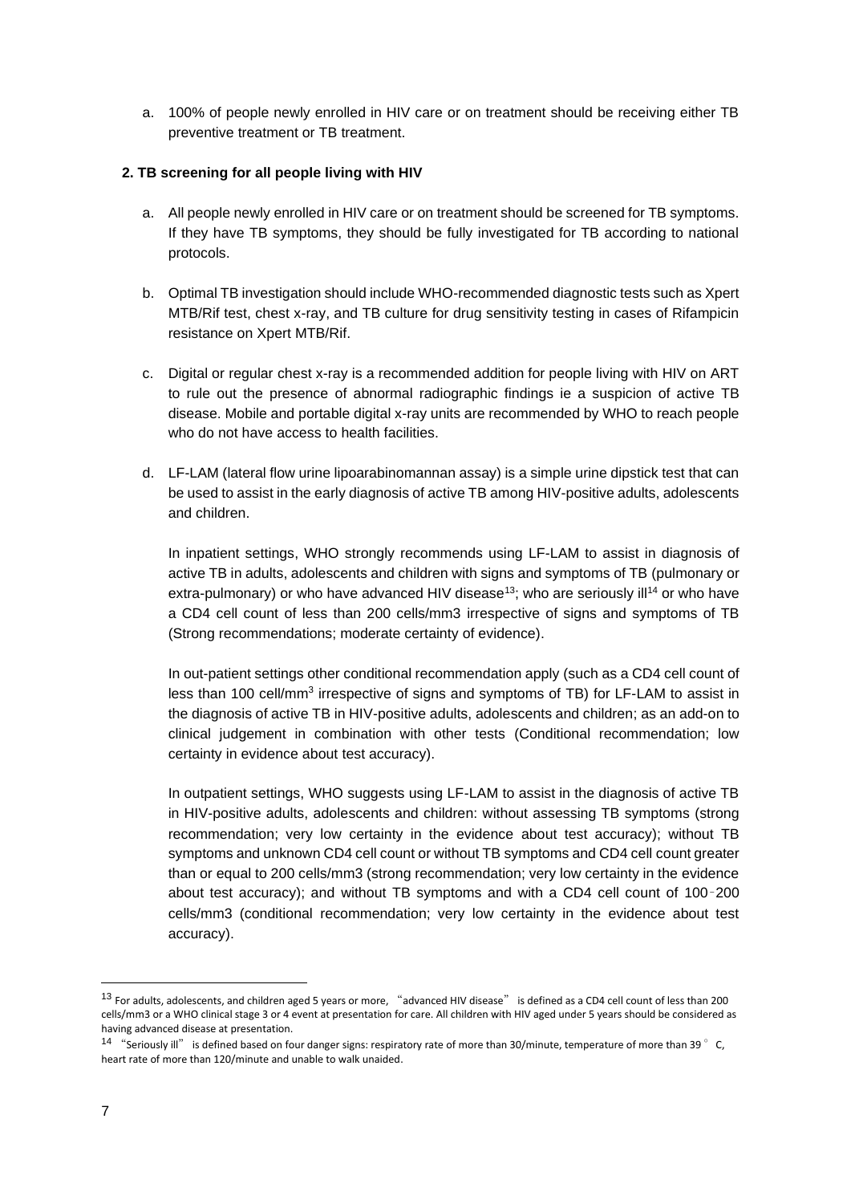a. 100% of people newly enrolled in HIV care or on treatment should be receiving either TB preventive treatment or TB treatment.

**2. TB screening for all people living with HIV**

a. All people newly enrolled in HIV care or on treatment should be screened for TB symptoms. If they have TB symptoms, they should be fully investigated for TB according to national protocols.

b. Optimal TB investigation should include WHO-recommended diagnostic tests such as Xpert MTB/Rif test, chest x-ray, and TB culture for drug sensitivity testing in cases of Rifampicin resistance on Xpert MTB/Rif.

c. Digital or regular chest x-ray is a recommended addition for people living with HIV on ART to rule out the presence of abnormal radiographic findings ie a suspicion of active TB disease. Mobile and portable digital x-ray units are recommended by WHO to reach people who do not have access to health facilities.

d. LF-LAM (lateral flow urine lipoarabinomannan assay) is a simple urine dipstick test that can be used to assist in the early diagnosis of active TB among HIV-positive adults, adolescents and children.

   In inpatient settings, WHO strongly recommends using LF-LAM to assist in diagnosis of active TB in adults, adolescents and children with signs and symptoms of TB (pulmonary or extra-pulmonary) or who have advanced HIV disease[13]; who are seriously ill[14] or who have a CD4 cell count of less than 200 cells/mm3 irrespective of signs and symptoms of TB (Strong recommendations; moderate certainty of evidence).

   In out-patient settings other conditional recommendation apply (such as a CD4 cell count of less than 100 cell/mm$^3$ irrespective of signs and symptoms of TB) for LF-LAM to assist in the diagnosis of active TB in HIV-positive adults, adolescents and children; as an add-on to clinical judgement in combination with other tests (Conditional recommendation; low certainty in evidence about test accuracy).

   In outpatient settings, WHO suggests using LF-LAM to assist in the diagnosis of active TB in HIV-positive adults, adolescents and children: without assessing TB symptoms (strong recommendation; very low certainty in the evidence about test accuracy); without TB symptoms and unknown CD4 cell count or without TB symptoms and CD4 cell count greater than or equal to 200 cells/mm3 (strong recommendation; very low certainty in the evidence about test accuracy); and without TB symptoms and with a CD4 cell count of 100-200 cells/mm3 (conditional recommendation; very low certainty in the evidence about test accuracy).

---

[13] For adults, adolescents, and children aged 5 years or more, "advanced HIV disease" is defined as a CD4 cell count of less than 200 cells/mm3 or a WHO clinical stage 3 or 4 event at presentation for care. All children with HIV aged under 5 years should be considered as having advanced disease at presentation.

[14] "Seriously ill" is defined based on four danger signs: respiratory rate of more than 30/minute, temperature of more than 39°C, heart rate of more than 120/minute and unable to walk unaided.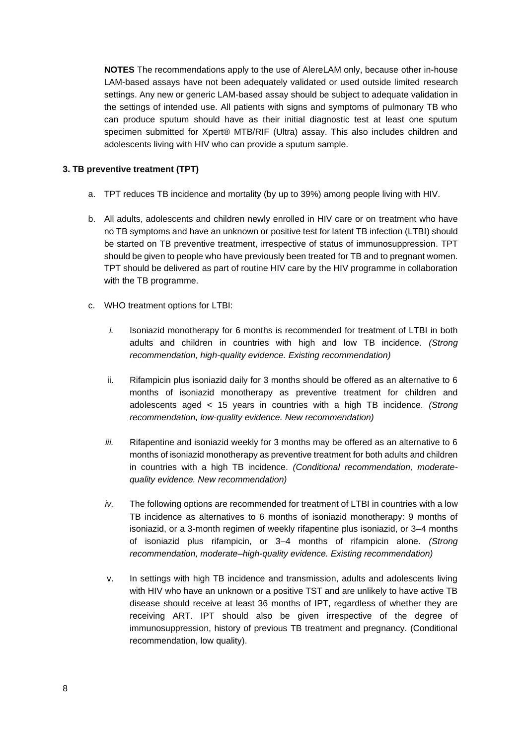**NOTES** The recommendations apply to the use of AlereLAM only, because other in-house LAM-based assays have not been adequately validated or used outside limited research settings. Any new or generic LAM-based assay should be subject to adequate validation in the settings of intended use. All patients with signs and symptoms of pulmonary TB who can produce sputum should have as their initial diagnostic test at least one sputum specimen submitted for Xpert® MTB/RIF (Ultra) assay. This also includes children and adolescents living with HIV who can provide a sputum sample.

### 3. TB preventive treatment (TPT)

a. TPT reduces TB incidence and mortality (by up to 39%) among people living with HIV.

b. All adults, adolescents and children newly enrolled in HIV care or on treatment who have no TB symptoms and have an unknown or positive test for latent TB infection (LTBI) should be started on TB preventive treatment, irrespective of status of immunosuppression. TPT should be given to people who have previously been treated for TB and to pregnant women. TPT should be delivered as part of routine HIV care by the HIV programme in collaboration with the TB programme.

c. WHO treatment options for LTBI:

   *i.* Isoniazid monotherapy for 6 months is recommended for treatment of LTBI in both adults and children in countries with high and low TB incidence. *(Strong recommendation, high-quality evidence. Existing recommendation)*

   ii. Rifampicin plus isoniazid daily for 3 months should be offered as an alternative to 6 months of isoniazid monotherapy as preventive treatment for children and adolescents aged < 15 years in countries with a high TB incidence. *(Strong recommendation, low-quality evidence. New recommendation)*

   *iii.* Rifapentine and isoniazid weekly for 3 months may be offered as an alternative to 6 months of isoniazid monotherapy as preventive treatment for both adults and children in countries with a high TB incidence. *(Conditional recommendation, moderate-quality evidence. New recommendation)*

   *iv.* The following options are recommended for treatment of LTBI in countries with a low TB incidence as alternatives to 6 months of isoniazid monotherapy: 9 months of isoniazid, or a 3-month regimen of weekly rifapentine plus isoniazid, or 3–4 months of isoniazid plus rifampicin, or 3–4 months of rifampicin alone. *(Strong recommendation, moderate–high-quality evidence. Existing recommendation)*

   v. In settings with high TB incidence and transmission, adults and adolescents living with HIV who have an unknown or a positive TST and are unlikely to have active TB disease should receive at least 36 months of IPT, regardless of whether they are receiving ART. IPT should also be given irrespective of the degree of immunosuppression, history of previous TB treatment and pregnancy. (Conditional recommendation, low quality).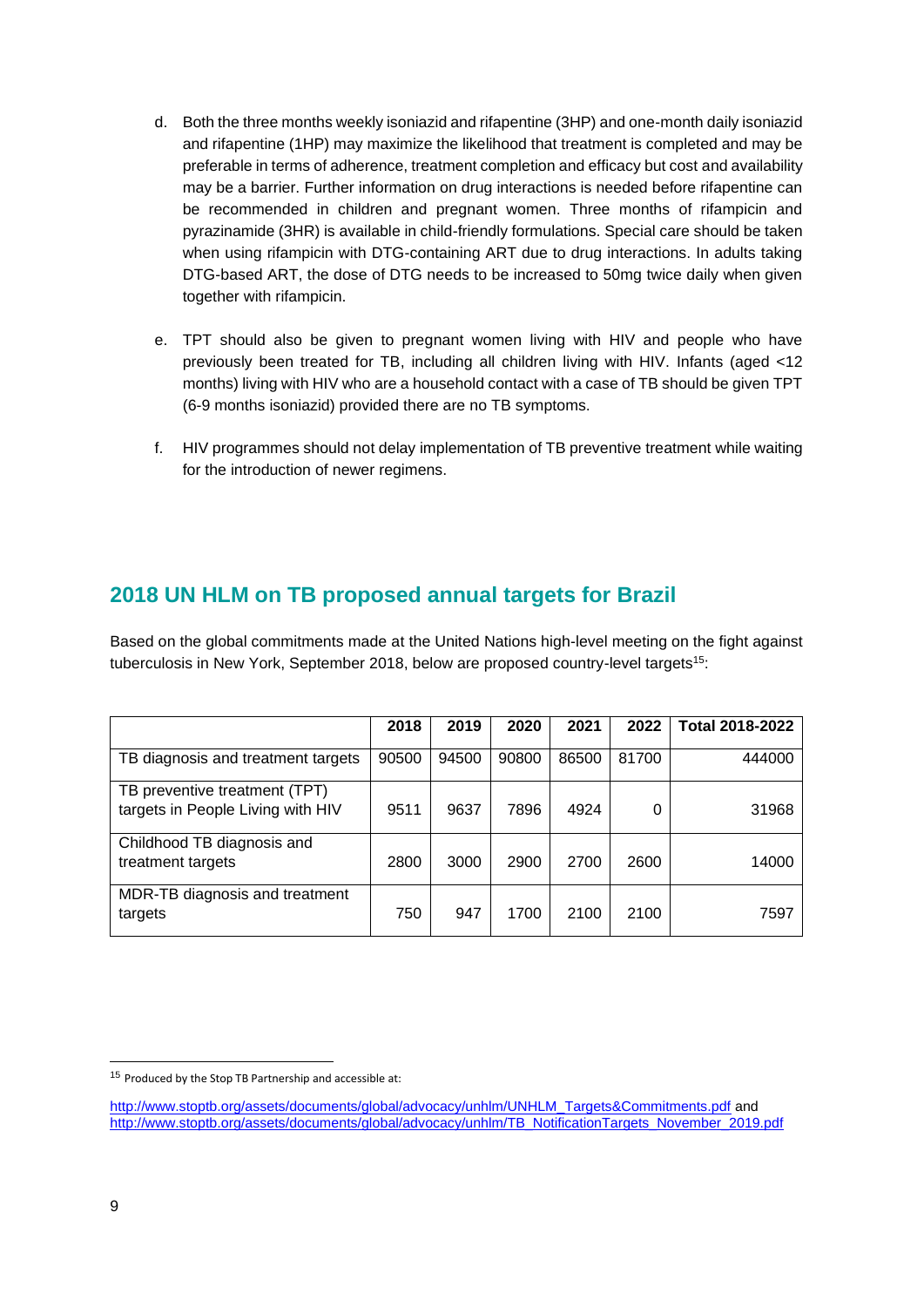d. Both the three months weekly isoniazid and rifapentine (3HP) and one-month daily isoniazid and rifapentine (1HP) may maximize the likelihood that treatment is completed and may be preferable in terms of adherence, treatment completion and efficacy but cost and availability may be a barrier. Further information on drug interactions is needed before rifapentine can be recommended in children and pregnant women. Three months of rifampicin and pyrazinamide (3HR) is available in child-friendly formulations. Special care should be taken when using rifampicin with DTG-containing ART due to drug interactions. In adults taking DTG-based ART, the dose of DTG needs to be increased to 50mg twice daily when given together with rifampicin.

e. TPT should also be given to pregnant women living with HIV and people who have previously been treated for TB, including all children living with HIV. Infants (aged <12 months) living with HIV who are a household contact with a case of TB should be given TPT (6-9 months isoniazid) provided there are no TB symptoms.

f. HIV programmes should not delay implementation of TB preventive treatment while waiting for the introduction of newer regimens.

## 2018 UN HLM on TB proposed annual targets for Brazil

Based on the global commitments made at the United Nations high-level meeting on the fight against tuberculosis in New York, September 2018, below are proposed country-level targets[15]:

| | 2018 | 2019 | 2020 | 2021 | 2022 | Total 2018-2022 |
|---|---|---|---|---|---|---|
| TB diagnosis and treatment targets | 90500 | 94500 | 90800 | 86500 | 81700 | 444000 |
| TB preventive treatment (TPT) targets in People Living with HIV | 9511 | 9637 | 7896 | 4924 | 0 | 31968 |
| Childhood TB diagnosis and treatment targets | 2800 | 3000 | 2900 | 2700 | 2600 | 14000 |
| MDR-TB diagnosis and treatment targets | 750 | 947 | 1700 | 2100 | 2100 | 7597 |

[15] Produced by the Stop TB Partnership and accessible at:

http://www.stoptb.org/assets/documents/global/advocacy/unhlm/UNHLM_Targets&Commitments.pdf and http://www.stoptb.org/assets/documents/global/advocacy/unhlm/TB_NotificationTargets_November_2019.pdf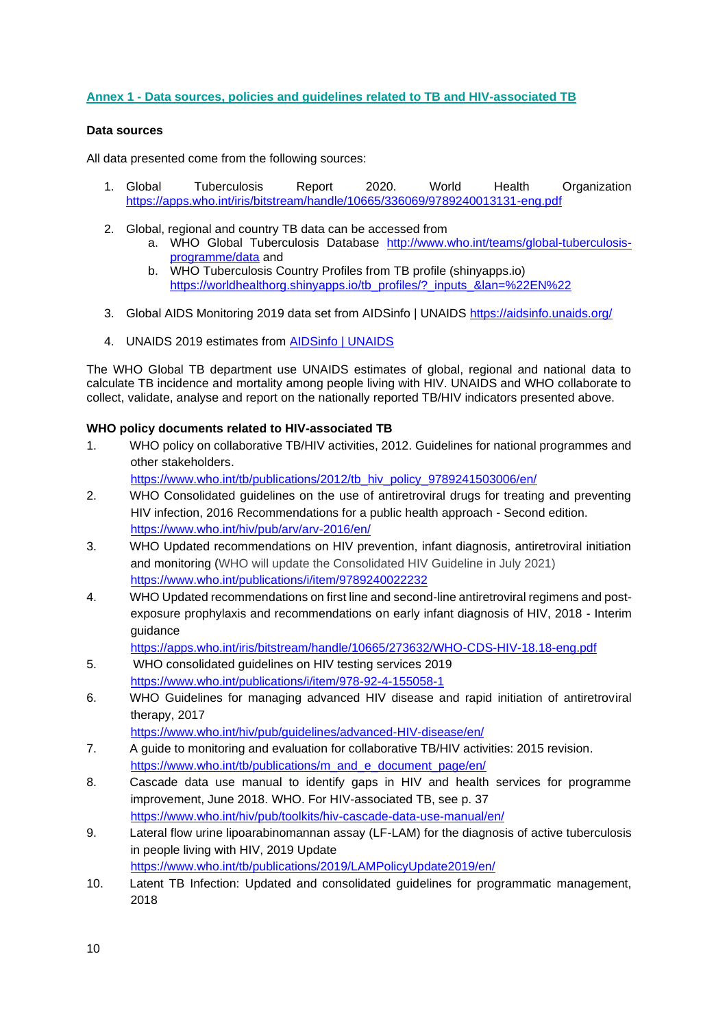## Annex 1 - Data sources, policies and guidelines related to TB and HIV-associated TB

**Data sources**

All data presented come from the following sources:

1. Global Tuberculosis Report 2020. World Health Organization https://apps.who.int/iris/bitstream/handle/10665/336069/9789240013131-eng.pdf

2. Global, regional and country TB data can be accessed from
   a. WHO Global Tuberculosis Database http://www.who.int/teams/global-tuberculosis-programme/data and
   b. WHO Tuberculosis Country Profiles from TB profile (shinyapps.io) https://worldhealthorg.shinyapps.io/tb_profiles/?_inputs_&lan=%22EN%22

3. Global AIDS Monitoring 2019 data set from AIDSinfo | UNAIDS https://aidsinfo.unaids.org/

4. UNAIDS 2019 estimates from AIDSinfo | UNAIDS

The WHO Global TB department use UNAIDS estimates of global, regional and national data to calculate TB incidence and mortality among people living with HIV. UNAIDS and WHO collaborate to collect, validate, analyse and report on the nationally reported TB/HIV indicators presented above.

**WHO policy documents related to HIV-associated TB**

1. WHO policy on collaborative TB/HIV activities, 2012. Guidelines for national programmes and other stakeholders.
   https://www.who.int/tb/publications/2012/tb_hiv_policy_9789241503006/en/
2. WHO Consolidated guidelines on the use of antiretroviral drugs for treating and preventing HIV infection, 2016 Recommendations for a public health approach - Second edition.
   https://www.who.int/hiv/pub/arv/arv-2016/en/
3. WHO Updated recommendations on HIV prevention, infant diagnosis, antiretroviral initiation and monitoring (WHO will update the Consolidated HIV Guideline in July 2021)
   https://www.who.int/publications/i/item/9789240022232
4. WHO Updated recommendations on first line and second-line antiretroviral regimens and post-exposure prophylaxis and recommendations on early infant diagnosis of HIV, 2018 - Interim guidance
   https://apps.who.int/iris/bitstream/handle/10665/273632/WHO-CDS-HIV-18.18-eng.pdf
5. WHO consolidated guidelines on HIV testing services 2019
   https://www.who.int/publications/i/item/978-92-4-155058-1
6. WHO Guidelines for managing advanced HIV disease and rapid initiation of antiretroviral therapy, 2017
   https://www.who.int/hiv/pub/guidelines/advanced-HIV-disease/en/
7. A guide to monitoring and evaluation for collaborative TB/HIV activities: 2015 revision.
   https://www.who.int/tb/publications/m_and_e_document_page/en/
8. Cascade data use manual to identify gaps in HIV and health services for programme improvement, June 2018. WHO. For HIV-associated TB, see p. 37
   https://www.who.int/hiv/pub/toolkits/hiv-cascade-data-use-manual/en/
9. Lateral flow urine lipoarabinomannan assay (LF-LAM) for the diagnosis of active tuberculosis in people living with HIV, 2019 Update
   https://www.who.int/tb/publications/2019/LAMPolicyUpdate2019/en/
10. Latent TB Infection: Updated and consolidated guidelines for programmatic management, 2018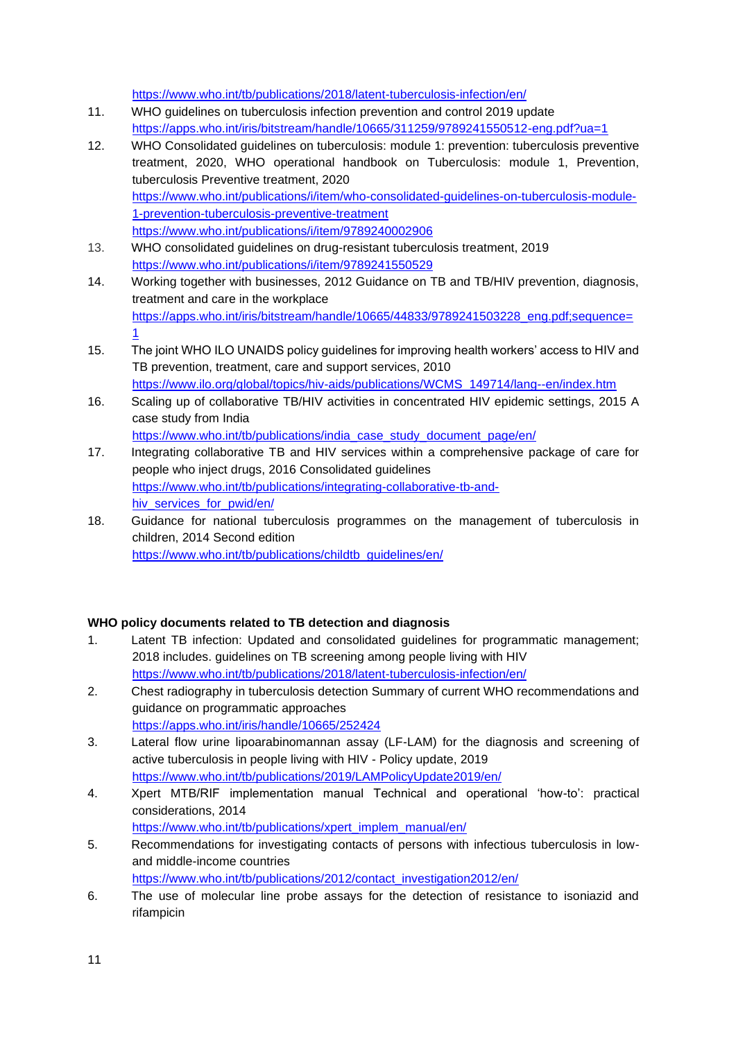https://www.who.int/tb/publications/2018/latent-tuberculosis-infection/en/

11. WHO guidelines on tuberculosis infection prevention and control 2019 update https://apps.who.int/iris/bitstream/handle/10665/311259/9789241550512-eng.pdf?ua=1
12. WHO Consolidated guidelines on tuberculosis: module 1: prevention: tuberculosis preventive treatment, 2020, WHO operational handbook on Tuberculosis: module 1, Prevention, tuberculosis Preventive treatment, 2020 https://www.who.int/publications/i/item/who-consolidated-guidelines-on-tuberculosis-module-1-prevention-tuberculosis-preventive-treatment https://www.who.int/publications/i/item/9789240002906
13. WHO consolidated guidelines on drug-resistant tuberculosis treatment, 2019 https://www.who.int/publications/i/item/9789241550529
14. Working together with businesses, 2012 Guidance on TB and TB/HIV prevention, diagnosis, treatment and care in the workplace https://apps.who.int/iris/bitstream/handle/10665/44833/9789241503228_eng.pdf;sequence=1
15. The joint WHO ILO UNAIDS policy guidelines for improving health workers' access to HIV and TB prevention, treatment, care and support services, 2010 https://www.ilo.org/global/topics/hiv-aids/publications/WCMS_149714/lang--en/index.htm
16. Scaling up of collaborative TB/HIV activities in concentrated HIV epidemic settings, 2015 A case study from India https://www.who.int/tb/publications/india_case_study_document_page/en/
17. Integrating collaborative TB and HIV services within a comprehensive package of care for people who inject drugs, 2016 Consolidated guidelines https://www.who.int/tb/publications/integrating-collaborative-tb-and-hiv_services_for_pwid/en/
18. Guidance for national tuberculosis programmes on the management of tuberculosis in children, 2014 Second edition https://www.who.int/tb/publications/childtb_guidelines/en/

**WHO policy documents related to TB detection and diagnosis**

1. Latent TB infection: Updated and consolidated guidelines for programmatic management; 2018 includes. guidelines on TB screening among people living with HIV https://www.who.int/tb/publications/2018/latent-tuberculosis-infection/en/
2. Chest radiography in tuberculosis detection Summary of current WHO recommendations and guidance on programmatic approaches https://apps.who.int/iris/handle/10665/252424
3. Lateral flow urine lipoarabinomannan assay (LF-LAM) for the diagnosis and screening of active tuberculosis in people living with HIV - Policy update, 2019 https://www.who.int/tb/publications/2019/LAMPolicyUpdate2019/en/
4. Xpert MTB/RIF implementation manual Technical and operational 'how-to': practical considerations, 2014 https://www.who.int/tb/publications/xpert_implem_manual/en/
5. Recommendations for investigating contacts of persons with infectious tuberculosis in low- and middle-income countries https://www.who.int/tb/publications/2012/contact_investigation2012/en/
6. The use of molecular line probe assays for the detection of resistance to isoniazid and rifampicin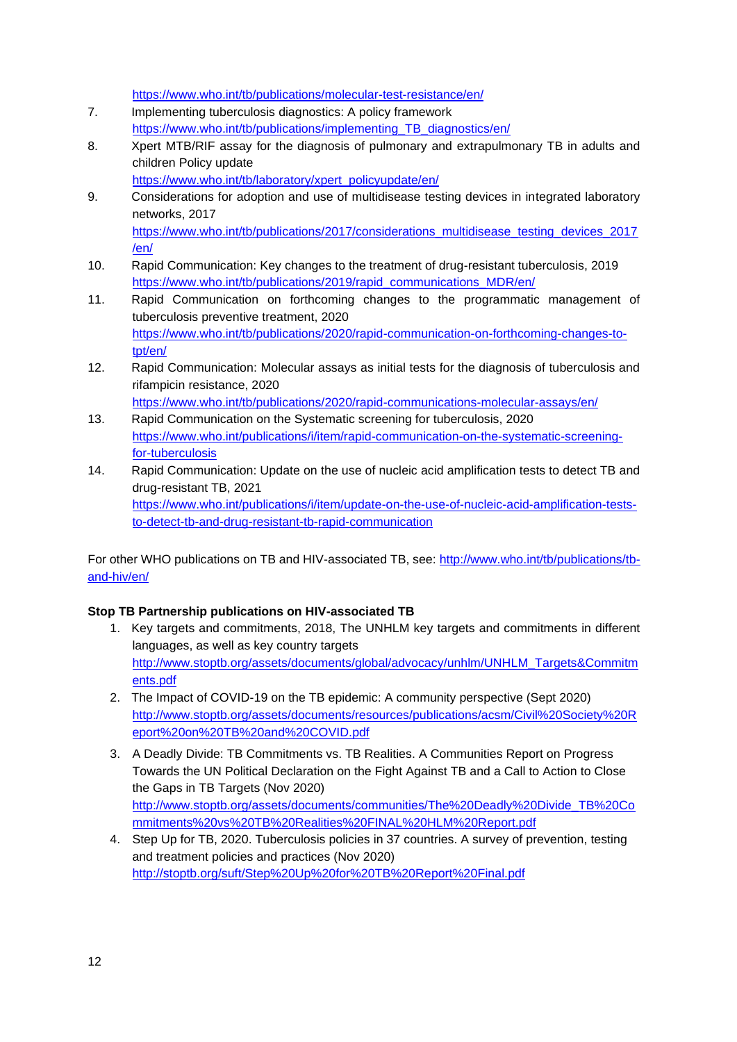https://www.who.int/tb/publications/molecular-test-resistance/en/

7. Implementing tuberculosis diagnostics: A policy framework
   https://www.who.int/tb/publications/implementing_TB_diagnostics/en/
8. Xpert MTB/RIF assay for the diagnosis of pulmonary and extrapulmonary TB in adults and children Policy update
   https://www.who.int/tb/laboratory/xpert_policyupdate/en/
9. Considerations for adoption and use of multidisease testing devices in integrated laboratory networks, 2017
   https://www.who.int/tb/publications/2017/considerations_multidisease_testing_devices_2017/en/
10. Rapid Communication: Key changes to the treatment of drug-resistant tuberculosis, 2019
    https://www.who.int/tb/publications/2019/rapid_communications_MDR/en/
11. Rapid Communication on forthcoming changes to the programmatic management of tuberculosis preventive treatment, 2020
    https://www.who.int/tb/publications/2020/rapid-communication-on-forthcoming-changes-to-tpt/en/
12. Rapid Communication: Molecular assays as initial tests for the diagnosis of tuberculosis and rifampicin resistance, 2020
    https://www.who.int/tb/publications/2020/rapid-communications-molecular-assays/en/
13. Rapid Communication on the Systematic screening for tuberculosis, 2020
    https://www.who.int/publications/i/item/rapid-communication-on-the-systematic-screening-for-tuberculosis
14. Rapid Communication: Update on the use of nucleic acid amplification tests to detect TB and drug-resistant TB, 2021
    https://www.who.int/publications/i/item/update-on-the-use-of-nucleic-acid-amplification-tests-to-detect-tb-and-drug-resistant-tb-rapid-communication

For other WHO publications on TB and HIV-associated TB, see: http://www.who.int/tb/publications/tb-and-hiv/en/

**Stop TB Partnership publications on HIV-associated TB**

1. Key targets and commitments, 2018, The UNHLM key targets and commitments in different languages, as well as key country targets
   http://www.stoptb.org/assets/documents/global/advocacy/unhlm/UNHLM_Targets&Commitments.pdf
2. The Impact of COVID-19 on the TB epidemic: A community perspective (Sept 2020)
   http://www.stoptb.org/assets/documents/resources/publications/acsm/Civil%20Society%20Report%20on%20TB%20and%20COVID.pdf
3. A Deadly Divide: TB Commitments vs. TB Realities. A Communities Report on Progress Towards the UN Political Declaration on the Fight Against TB and a Call to Action to Close the Gaps in TB Targets (Nov 2020)
   http://www.stoptb.org/assets/documents/communities/The%20Deadly%20Divide_TB%20Commitments%20vs%20TB%20Realities%20FINAL%20HLM%20Report.pdf
4. Step Up for TB, 2020. Tuberculosis policies in 37 countries. A survey of prevention, testing and treatment policies and practices (Nov 2020)
   http://stoptb.org/suft/Step%20Up%20for%20TB%20Report%20Final.pdf